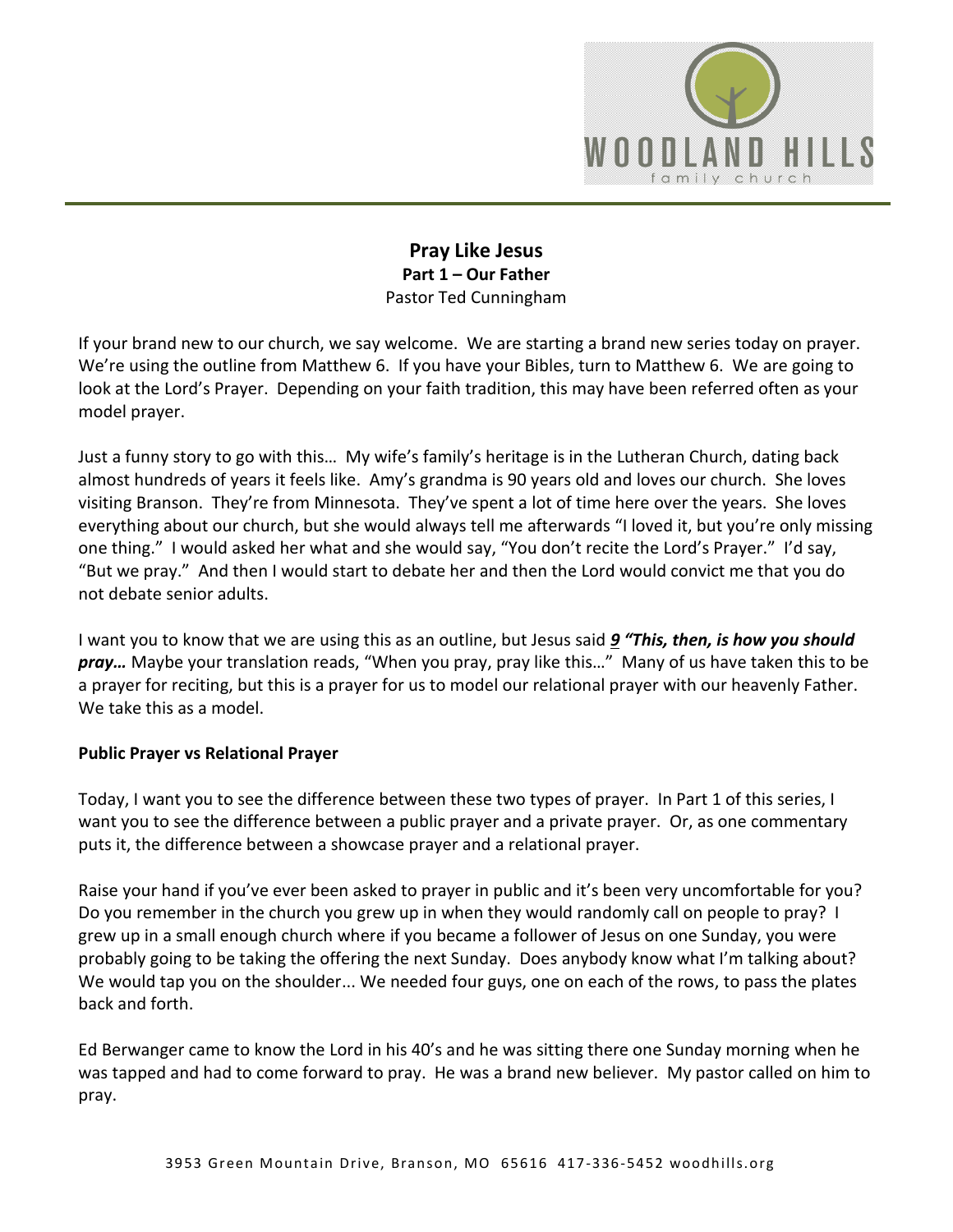# Pray Like Jesus

**Part 1 – Our Father**

Pastor Ted Cunningham

If your brand new to our church, we say welcome. We are starting a brand new series today on prayer. We're using the outline from Matthew 6. If you have your Bibles, turn to Matthew 6. We are going to look at the Lord's Prayer. Depending on your faith tradition, this may have been referred often as your model prayer.

Just a funny story to go with this… My wife's family's heritage is in the Lutheran Church, dating back almost hundreds of years it feels like. Amy's grandma is 90 years old and loves our church. She loves visiting Branson. They're from Minnesota. They've spent a lot of time here over the years. She loves everything about our church, but she would always tell me afterwards "I loved it, but you're only missing one thing." I would asked her what and she would say, "You don't recite the Lord's Prayer." I'd say, "But we pray." And then I would start to debate her and then the Lord would convict me that you do not debate senior adults.

I want you to know that we are using this as an outline, but Jesus said ***9 "This, then, is how you should pray…*** Maybe your translation reads, "When you pray, pray like this…" Many of us have taken this to be a prayer for reciting, but this is a prayer for us to model our relational prayer with our heavenly Father. We take this as a model.

**Public Prayer vs Relational Prayer**

Today, I want you to see the difference between these two types of prayer. In Part 1 of this series, I want you to see the difference between a public prayer and a private prayer. Or, as one commentary puts it, the difference between a showcase prayer and a relational prayer.

Raise your hand if you've ever been asked to prayer in public and it's been very uncomfortable for you? Do you remember in the church you grew up in when they would randomly call on people to pray? I grew up in a small enough church where if you became a follower of Jesus on one Sunday, you were probably going to be taking the offering the next Sunday. Does anybody know what I'm talking about? We would tap you on the shoulder... We needed four guys, one on each of the rows, to pass the plates back and forth.

Ed Berwanger came to know the Lord in his 40's and he was sitting there one Sunday morning when he was tapped and had to come forward to pray. He was a brand new believer. My pastor called on him to pray.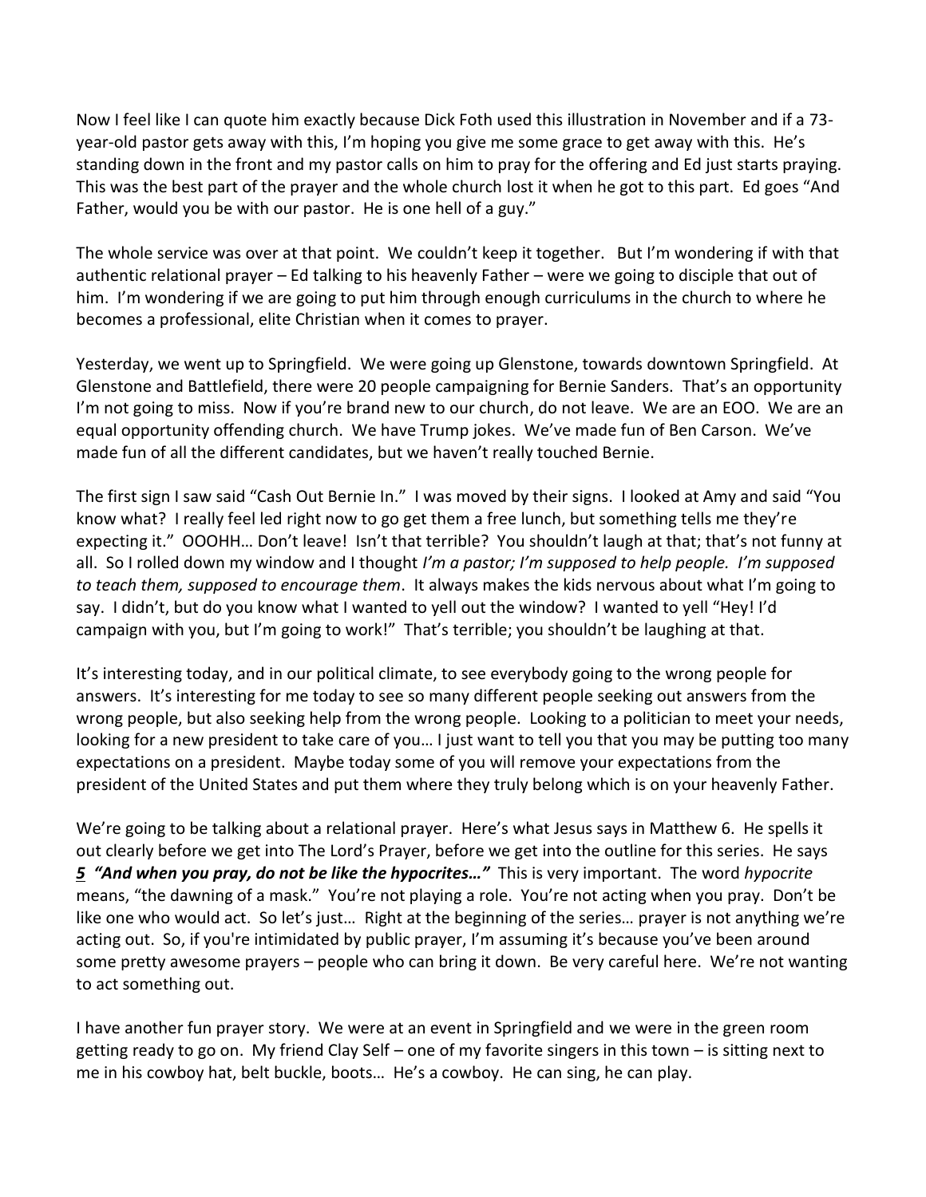Now I feel like I can quote him exactly because Dick Foth used this illustration in November and if a 73-year-old pastor gets away with this, I'm hoping you give me some grace to get away with this. He's standing down in the front and my pastor calls on him to pray for the offering and Ed just starts praying. This was the best part of the prayer and the whole church lost it when he got to this part. Ed goes "And Father, would you be with our pastor. He is one hell of a guy."

The whole service was over at that point. We couldn't keep it together. But I'm wondering if with that authentic relational prayer – Ed talking to his heavenly Father – were we going to disciple that out of him. I'm wondering if we are going to put him through enough curriculums in the church to where he becomes a professional, elite Christian when it comes to prayer.

Yesterday, we went up to Springfield. We were going up Glenstone, towards downtown Springfield. At Glenstone and Battlefield, there were 20 people campaigning for Bernie Sanders. That's an opportunity I'm not going to miss. Now if you're brand new to our church, do not leave. We are an EOO. We are an equal opportunity offending church. We have Trump jokes. We've made fun of Ben Carson. We've made fun of all the different candidates, but we haven't really touched Bernie.

The first sign I saw said "Cash Out Bernie In." I was moved by their signs. I looked at Amy and said "You know what? I really feel led right now to go get them a free lunch, but something tells me they're expecting it." OOOHH… Don't leave! Isn't that terrible? You shouldn't laugh at that; that's not funny at all. So I rolled down my window and I thought *I'm a pastor; I'm supposed to help people. I'm supposed to teach them, supposed to encourage them*. It always makes the kids nervous about what I'm going to say. I didn't, but do you know what I wanted to yell out the window? I wanted to yell "Hey! I'd campaign with you, but I'm going to work!" That's terrible; you shouldn't be laughing at that.

It's interesting today, and in our political climate, to see everybody going to the wrong people for answers. It's interesting for me today to see so many different people seeking out answers from the wrong people, but also seeking help from the wrong people. Looking to a politician to meet your needs, looking for a new president to take care of you… I just want to tell you that you may be putting too many expectations on a president. Maybe today some of you will remove your expectations from the president of the United States and put them where they truly belong which is on your heavenly Father.

We're going to be talking about a relational prayer. Here's what Jesus says in Matthew 6. He spells it out clearly before we get into The Lord's Prayer, before we get into the outline for this series. He says ***5*** ***"And when you pray, do not be like the hypocrites…"*** This is very important. The word *hypocrite* means, "the dawning of a mask." You're not playing a role. You're not acting when you pray. Don't be like one who would act. So let's just… Right at the beginning of the series… prayer is not anything we're acting out. So, if you're intimidated by public prayer, I'm assuming it's because you've been around some pretty awesome prayers – people who can bring it down. Be very careful here. We're not wanting to act something out.

I have another fun prayer story. We were at an event in Springfield and we were in the green room getting ready to go on. My friend Clay Self – one of my favorite singers in this town – is sitting next to me in his cowboy hat, belt buckle, boots… He's a cowboy. He can sing, he can play.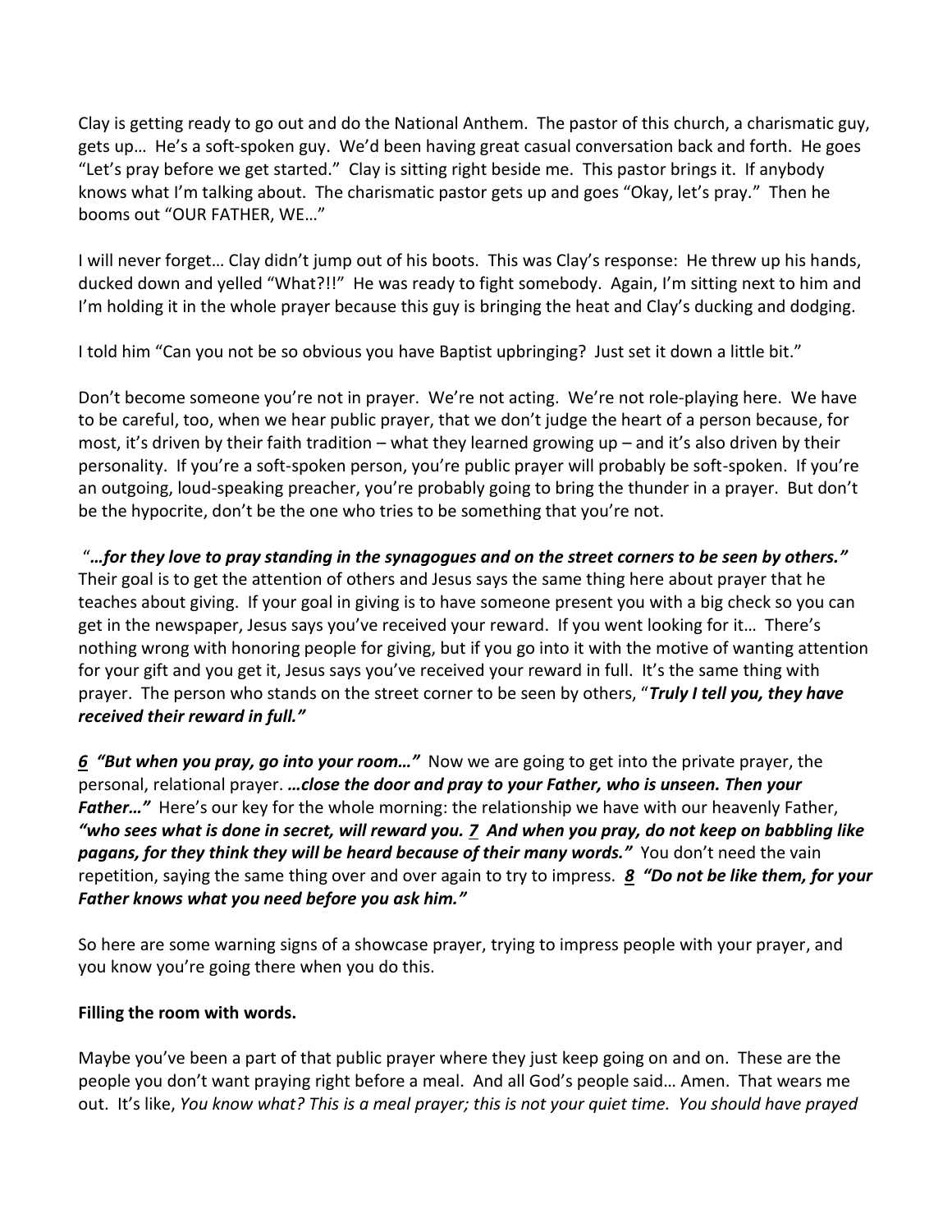Clay is getting ready to go out and do the National Anthem. The pastor of this church, a charismatic guy, gets up… He's a soft-spoken guy. We'd been having great casual conversation back and forth. He goes "Let's pray before we get started." Clay is sitting right beside me. This pastor brings it. If anybody knows what I'm talking about. The charismatic pastor gets up and goes "Okay, let's pray." Then he booms out "OUR FATHER, WE…"

I will never forget… Clay didn't jump out of his boots. This was Clay's response: He threw up his hands, ducked down and yelled "What?!!" He was ready to fight somebody. Again, I'm sitting next to him and I'm holding it in the whole prayer because this guy is bringing the heat and Clay's ducking and dodging.

I told him "Can you not be so obvious you have Baptist upbringing? Just set it down a little bit."

Don't become someone you're not in prayer. We're not acting. We're not role-playing here. We have to be careful, too, when we hear public prayer, that we don't judge the heart of a person because, for most, it's driven by their faith tradition – what they learned growing up – and it's also driven by their personality. If you're a soft-spoken person, you're public prayer will probably be soft-spoken. If you're an outgoing, loud-speaking preacher, you're probably going to bring the thunder in a prayer. But don't be the hypocrite, don't be the one who tries to be something that you're not.

"***…for they love to pray standing in the synagogues and on the street corners to be seen by others."*** Their goal is to get the attention of others and Jesus says the same thing here about prayer that he teaches about giving. If your goal in giving is to have someone present you with a big check so you can get in the newspaper, Jesus says you've received your reward. If you went looking for it… There's nothing wrong with honoring people for giving, but if you go into it with the motive of wanting attention for your gift and you get it, Jesus says you've received your reward in full. It's the same thing with prayer. The person who stands on the street corner to be seen by others, "***Truly I tell you, they have received their reward in full."***

***6 "But when you pray, go into your room…"*** Now we are going to get into the private prayer, the personal, relational prayer. ***…close the door and pray to your Father, who is unseen. Then your Father…"*** Here's our key for the whole morning: the relationship we have with our heavenly Father, ***"who sees what is done in secret, will reward you. 7 And when you pray, do not keep on babbling like pagans, for they think they will be heard because of their many words."*** You don't need the vain repetition, saying the same thing over and over again to try to impress. ***8 "Do not be like them, for your Father knows what you need before you ask him."***

So here are some warning signs of a showcase prayer, trying to impress people with your prayer, and you know you're going there when you do this.

**Filling the room with words.**

Maybe you've been a part of that public prayer where they just keep going on and on. These are the people you don't want praying right before a meal. And all God's people said… Amen. That wears me out. It's like, *You know what? This is a meal prayer; this is not your quiet time. You should have prayed*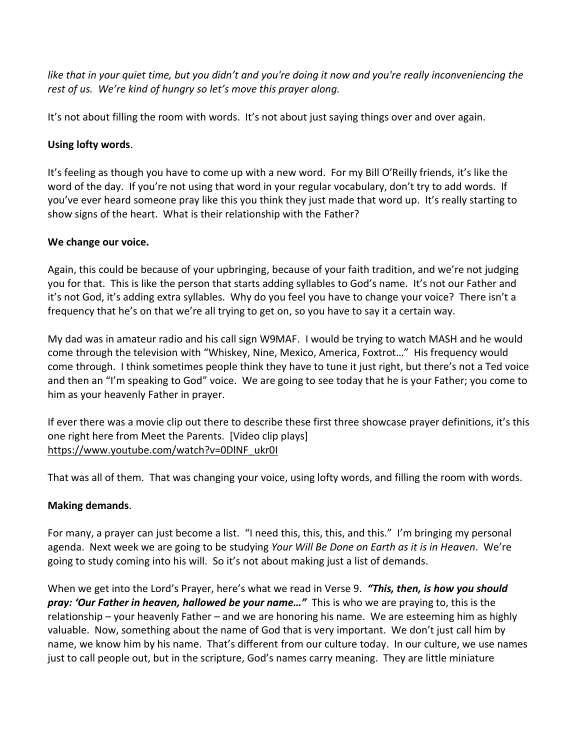*like that in your quiet time, but you didn't and you're doing it now and you're really inconveniencing the rest of us. We're kind of hungry so let's move this prayer along.*

It's not about filling the room with words. It's not about just saying things over and over again.

**Using lofty words**.

It's feeling as though you have to come up with a new word. For my Bill O'Reilly friends, it's like the word of the day. If you're not using that word in your regular vocabulary, don't try to add words. If you've ever heard someone pray like this you think they just made that word up. It's really starting to show signs of the heart. What is their relationship with the Father?

**We change our voice.**

Again, this could be because of your upbringing, because of your faith tradition, and we're not judging you for that. This is like the person that starts adding syllables to God's name. It's not our Father and it's not God, it's adding extra syllables. Why do you feel you have to change your voice? There isn't a frequency that he's on that we're all trying to get on, so you have to say it a certain way.

My dad was in amateur radio and his call sign W9MAF. I would be trying to watch MASH and he would come through the television with "Whiskey, Nine, Mexico, America, Foxtrot…" His frequency would come through. I think sometimes people think they have to tune it just right, but there's not a Ted voice and then an "I'm speaking to God" voice. We are going to see today that he is your Father; you come to him as your heavenly Father in prayer.

If ever there was a movie clip out there to describe these first three showcase prayer definitions, it's this one right here from Meet the Parents. [Video clip plays] https://www.youtube.com/watch?v=0DlNF_ukr0I

That was all of them. That was changing your voice, using lofty words, and filling the room with words.

**Making demands**.

For many, a prayer can just become a list. "I need this, this, this, and this." I'm bringing my personal agenda. Next week we are going to be studying *Your Will Be Done on Earth as it is in Heaven*. We're going to study coming into his will. So it's not about making just a list of demands.

When we get into the Lord's Prayer, here's what we read in Verse 9. ***"This, then, is how you should pray: 'Our Father in heaven, hallowed be your name…"*** This is who we are praying to, this is the relationship – your heavenly Father – and we are honoring his name. We are esteeming him as highly valuable. Now, something about the name of God that is very important. We don't just call him by name, we know him by his name. That's different from our culture today. In our culture, we use names just to call people out, but in the scripture, God's names carry meaning. They are little miniature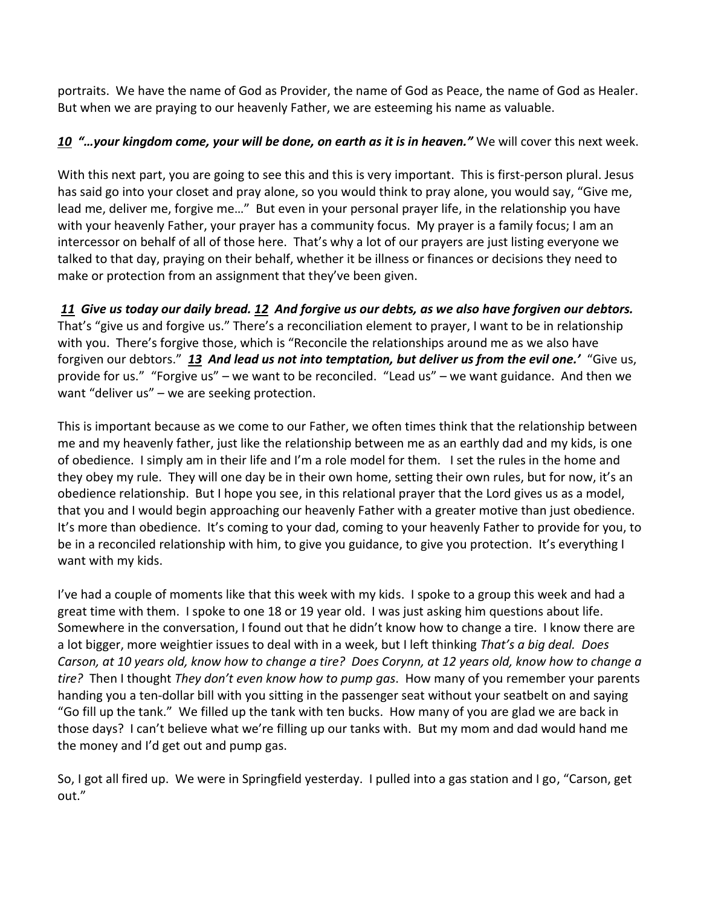portraits. We have the name of God as Provider, the name of God as Peace, the name of God as Healer. But when we are praying to our heavenly Father, we are esteeming his name as valuable.

***10* "…your kingdom come, your will be done, on earth as it is in heaven."** We will cover this next week.

With this next part, you are going to see this and this is very important. This is first-person plural. Jesus has said go into your closet and pray alone, so you would think to pray alone, you would say, "Give me, lead me, deliver me, forgive me…" But even in your personal prayer life, in the relationship you have with your heavenly Father, your prayer has a community focus. My prayer is a family focus; I am an intercessor on behalf of all of those here. That's why a lot of our prayers are just listing everyone we talked to that day, praying on their behalf, whether it be illness or finances or decisions they need to make or protection from an assignment that they've been given.

***11* *Give us today our daily bread.* *12* *And forgive us our debts, as we also have forgiven our debtors.*** That's "give us and forgive us." There's a reconciliation element to prayer, I want to be in relationship with you. There's forgive those, which is "Reconcile the relationships around me as we also have forgiven our debtors." ***13* *And lead us not into temptation, but deliver us from the evil one.'*** "Give us, provide for us." "Forgive us" – we want to be reconciled. "Lead us" – we want guidance. And then we want "deliver us" – we are seeking protection.

This is important because as we come to our Father, we often times think that the relationship between me and my heavenly father, just like the relationship between me as an earthly dad and my kids, is one of obedience. I simply am in their life and I'm a role model for them. I set the rules in the home and they obey my rule. They will one day be in their own home, setting their own rules, but for now, it's an obedience relationship. But I hope you see, in this relational prayer that the Lord gives us as a model, that you and I would begin approaching our heavenly Father with a greater motive than just obedience. It's more than obedience. It's coming to your dad, coming to your heavenly Father to provide for you, to be in a reconciled relationship with him, to give you guidance, to give you protection. It's everything I want with my kids.

I've had a couple of moments like that this week with my kids. I spoke to a group this week and had a great time with them. I spoke to one 18 or 19 year old. I was just asking him questions about life. Somewhere in the conversation, I found out that he didn't know how to change a tire. I know there are a lot bigger, more weightier issues to deal with in a week, but I left thinking *That's a big deal. Does Carson, at 10 years old, know how to change a tire? Does Corynn, at 12 years old, know how to change a tire?* Then I thought *They don't even know how to pump gas*. How many of you remember your parents handing you a ten-dollar bill with you sitting in the passenger seat without your seatbelt on and saying "Go fill up the tank." We filled up the tank with ten bucks. How many of you are glad we are back in those days? I can't believe what we're filling up our tanks with. But my mom and dad would hand me the money and I'd get out and pump gas.

So, I got all fired up. We were in Springfield yesterday. I pulled into a gas station and I go, "Carson, get out."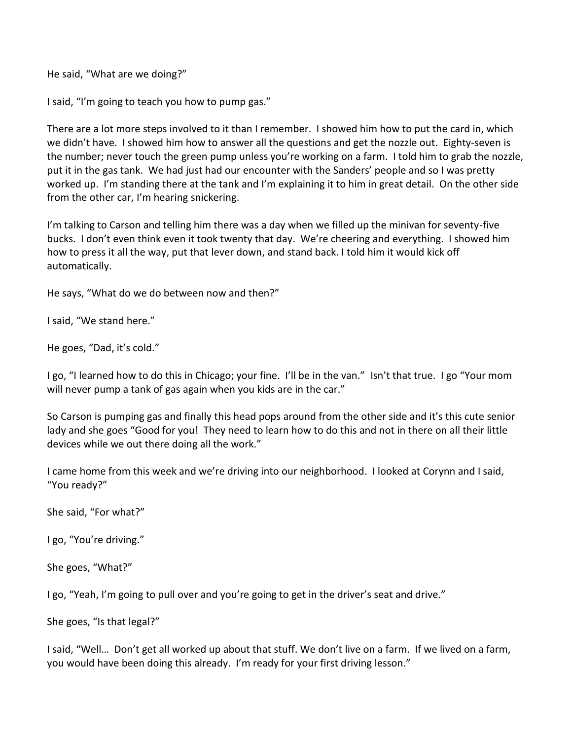He said, "What are we doing?"

I said, "I'm going to teach you how to pump gas."

There are a lot more steps involved to it than I remember. I showed him how to put the card in, which we didn't have. I showed him how to answer all the questions and get the nozzle out. Eighty-seven is the number; never touch the green pump unless you're working on a farm. I told him to grab the nozzle, put it in the gas tank. We had just had our encounter with the Sanders' people and so I was pretty worked up. I'm standing there at the tank and I'm explaining it to him in great detail. On the other side from the other car, I'm hearing snickering.

I'm talking to Carson and telling him there was a day when we filled up the minivan for seventy-five bucks. I don't even think even it took twenty that day. We're cheering and everything. I showed him how to press it all the way, put that lever down, and stand back. I told him it would kick off automatically.

He says, "What do we do between now and then?"

I said, "We stand here."

He goes, "Dad, it's cold."

I go, "I learned how to do this in Chicago; your fine. I'll be in the van." Isn't that true. I go "Your mom will never pump a tank of gas again when you kids are in the car."

So Carson is pumping gas and finally this head pops around from the other side and it's this cute senior lady and she goes "Good for you! They need to learn how to do this and not in there on all their little devices while we out there doing all the work."

I came home from this week and we're driving into our neighborhood. I looked at Corynn and I said, "You ready?"

She said, "For what?"

I go, "You're driving."

She goes, "What?"

I go, "Yeah, I'm going to pull over and you're going to get in the driver's seat and drive."

She goes, "Is that legal?"

I said, "Well… Don't get all worked up about that stuff. We don't live on a farm. If we lived on a farm, you would have been doing this already. I'm ready for your first driving lesson."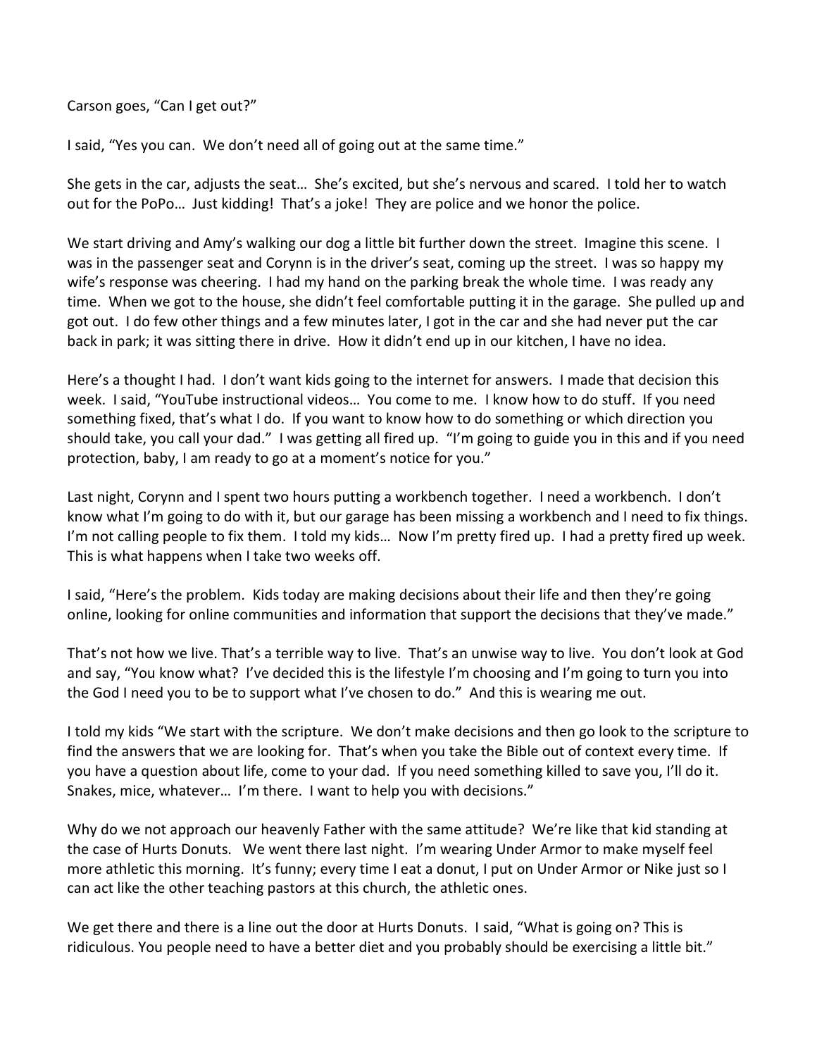Carson goes, "Can I get out?"

I said, "Yes you can. We don't need all of going out at the same time."

She gets in the car, adjusts the seat… She's excited, but she's nervous and scared. I told her to watch out for the PoPo… Just kidding! That's a joke! They are police and we honor the police.

We start driving and Amy's walking our dog a little bit further down the street. Imagine this scene. I was in the passenger seat and Corynn is in the driver's seat, coming up the street. I was so happy my wife's response was cheering. I had my hand on the parking break the whole time. I was ready any time. When we got to the house, she didn't feel comfortable putting it in the garage. She pulled up and got out. I do few other things and a few minutes later, I got in the car and she had never put the car back in park; it was sitting there in drive. How it didn't end up in our kitchen, I have no idea.

Here's a thought I had. I don't want kids going to the internet for answers. I made that decision this week. I said, "YouTube instructional videos… You come to me. I know how to do stuff. If you need something fixed, that's what I do. If you want to know how to do something or which direction you should take, you call your dad." I was getting all fired up. "I'm going to guide you in this and if you need protection, baby, I am ready to go at a moment's notice for you."

Last night, Corynn and I spent two hours putting a workbench together. I need a workbench. I don't know what I'm going to do with it, but our garage has been missing a workbench and I need to fix things. I'm not calling people to fix them. I told my kids… Now I'm pretty fired up. I had a pretty fired up week. This is what happens when I take two weeks off.

I said, "Here's the problem. Kids today are making decisions about their life and then they're going online, looking for online communities and information that support the decisions that they've made."

That's not how we live. That's a terrible way to live. That's an unwise way to live. You don't look at God and say, "You know what? I've decided this is the lifestyle I'm choosing and I'm going to turn you into the God I need you to be to support what I've chosen to do." And this is wearing me out.

I told my kids "We start with the scripture. We don't make decisions and then go look to the scripture to find the answers that we are looking for. That's when you take the Bible out of context every time. If you have a question about life, come to your dad. If you need something killed to save you, I'll do it. Snakes, mice, whatever… I'm there. I want to help you with decisions."

Why do we not approach our heavenly Father with the same attitude? We're like that kid standing at the case of Hurts Donuts. We went there last night. I'm wearing Under Armor to make myself feel more athletic this morning. It's funny; every time I eat a donut, I put on Under Armor or Nike just so I can act like the other teaching pastors at this church, the athletic ones.

We get there and there is a line out the door at Hurts Donuts. I said, "What is going on? This is ridiculous. You people need to have a better diet and you probably should be exercising a little bit."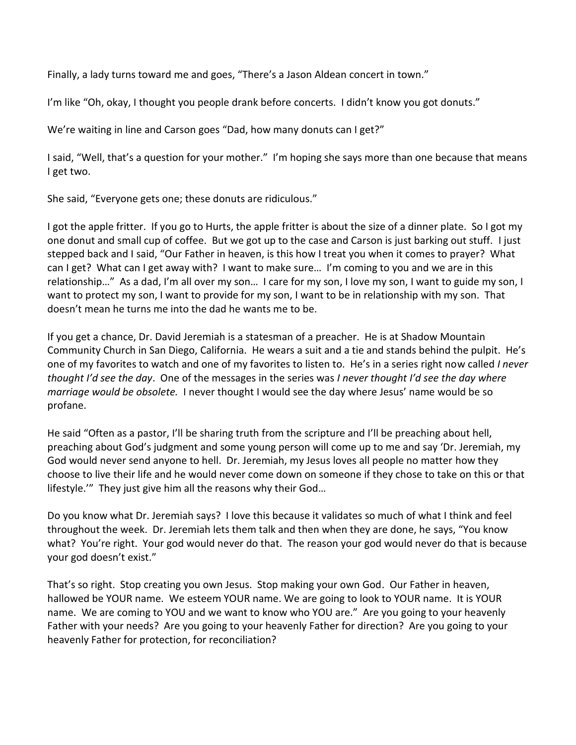Finally, a lady turns toward me and goes, "There's a Jason Aldean concert in town."

I'm like "Oh, okay, I thought you people drank before concerts. I didn't know you got donuts."

We're waiting in line and Carson goes "Dad, how many donuts can I get?"

I said, "Well, that's a question for your mother." I'm hoping she says more than one because that means I get two.

She said, "Everyone gets one; these donuts are ridiculous."

I got the apple fritter. If you go to Hurts, the apple fritter is about the size of a dinner plate. So I got my one donut and small cup of coffee. But we got up to the case and Carson is just barking out stuff. I just stepped back and I said, "Our Father in heaven, is this how I treat you when it comes to prayer? What can I get? What can I get away with? I want to make sure… I'm coming to you and we are in this relationship…" As a dad, I'm all over my son… I care for my son, I love my son, I want to guide my son, I want to protect my son, I want to provide for my son, I want to be in relationship with my son. That doesn't mean he turns me into the dad he wants me to be.

If you get a chance, Dr. David Jeremiah is a statesman of a preacher. He is at Shadow Mountain Community Church in San Diego, California. He wears a suit and a tie and stands behind the pulpit. He's one of my favorites to watch and one of my favorites to listen to. He's in a series right now called *I never thought I'd see the day*. One of the messages in the series was *I never thought I'd see the day where marriage would be obsolete.* I never thought I would see the day where Jesus' name would be so profane.

He said "Often as a pastor, I'll be sharing truth from the scripture and I'll be preaching about hell, preaching about God's judgment and some young person will come up to me and say 'Dr. Jeremiah, my God would never send anyone to hell. Dr. Jeremiah, my Jesus loves all people no matter how they choose to live their life and he would never come down on someone if they chose to take on this or that lifestyle.'" They just give him all the reasons why their God…

Do you know what Dr. Jeremiah says? I love this because it validates so much of what I think and feel throughout the week. Dr. Jeremiah lets them talk and then when they are done, he says, "You know what? You're right. Your god would never do that. The reason your god would never do that is because your god doesn't exist."

That's so right. Stop creating you own Jesus. Stop making your own God. Our Father in heaven, hallowed be YOUR name. We esteem YOUR name. We are going to look to YOUR name. It is YOUR name. We are coming to YOU and we want to know who YOU are." Are you going to your heavenly Father with your needs? Are you going to your heavenly Father for direction? Are you going to your heavenly Father for protection, for reconciliation?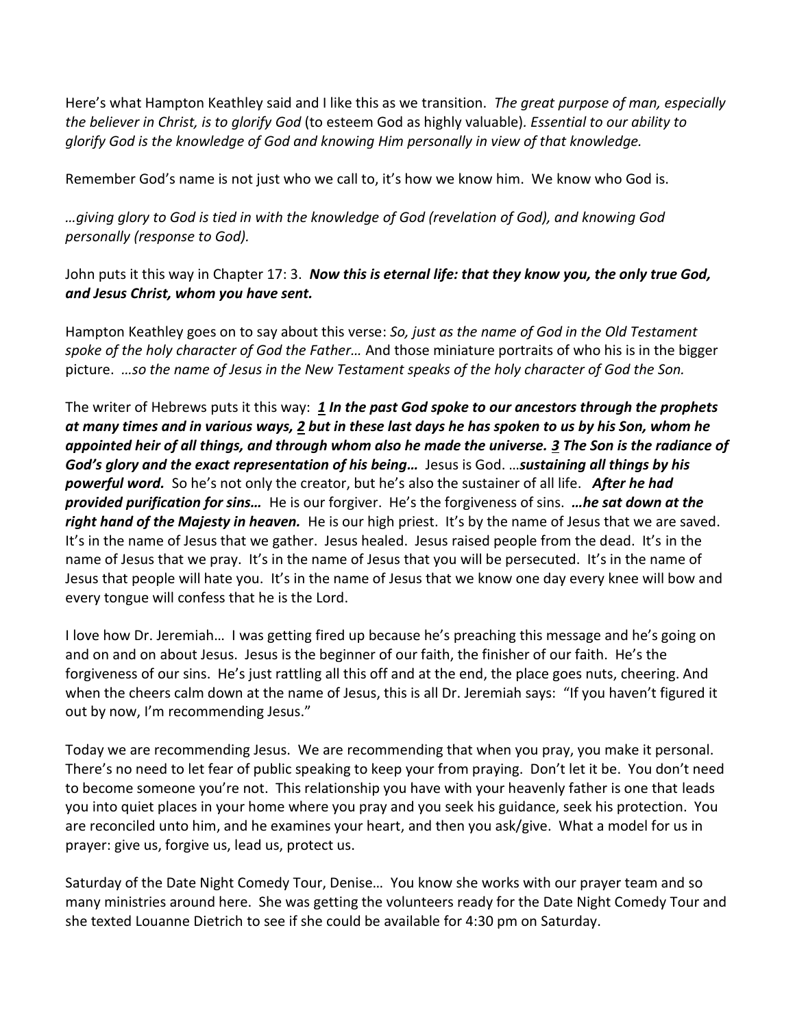Here's what Hampton Keathley said and I like this as we transition. *The great purpose of man, especially the believer in Christ, is to glorify God* (to esteem God as highly valuable)*. Essential to our ability to glorify God is the knowledge of God and knowing Him personally in view of that knowledge.*

Remember God's name is not just who we call to, it's how we know him. We know who God is.

*…giving glory to God is tied in with the knowledge of God (revelation of God), and knowing God personally (response to God).*

John puts it this way in Chapter 17: 3. ***Now this is eternal life: that they know you, the only true God, and Jesus Christ, whom you have sent.***

Hampton Keathley goes on to say about this verse: *So, just as the name of God in the Old Testament spoke of the holy character of God the Father…* And those miniature portraits of who his is in the bigger picture. *…so the name of Jesus in the New Testament speaks of the holy character of God the Son.*

The writer of Hebrews puts it this way: ***1 In the past God spoke to our ancestors through the prophets at many times and in various ways, 2 but in these last days he has spoken to us by his Son, whom he appointed heir of all things, and through whom also he made the universe. 3 The Son is the radiance of God's glory and the exact representation of his being…*** Jesus is God. …***sustaining all things by his powerful word.*** So he's not only the creator, but he's also the sustainer of all life. ***After he had provided purification for sins…*** He is our forgiver. He's the forgiveness of sins. ***…he sat down at the right hand of the Majesty in heaven.*** He is our high priest. It's by the name of Jesus that we are saved. It's in the name of Jesus that we gather. Jesus healed. Jesus raised people from the dead. It's in the name of Jesus that we pray. It's in the name of Jesus that you will be persecuted. It's in the name of Jesus that people will hate you. It's in the name of Jesus that we know one day every knee will bow and every tongue will confess that he is the Lord.

I love how Dr. Jeremiah… I was getting fired up because he's preaching this message and he's going on and on and on about Jesus. Jesus is the beginner of our faith, the finisher of our faith. He's the forgiveness of our sins. He's just rattling all this off and at the end, the place goes nuts, cheering. And when the cheers calm down at the name of Jesus, this is all Dr. Jeremiah says: "If you haven't figured it out by now, I'm recommending Jesus."

Today we are recommending Jesus. We are recommending that when you pray, you make it personal. There's no need to let fear of public speaking to keep your from praying. Don't let it be. You don't need to become someone you're not. This relationship you have with your heavenly father is one that leads you into quiet places in your home where you pray and you seek his guidance, seek his protection. You are reconciled unto him, and he examines your heart, and then you ask/give. What a model for us in prayer: give us, forgive us, lead us, protect us.

Saturday of the Date Night Comedy Tour, Denise… You know she works with our prayer team and so many ministries around here. She was getting the volunteers ready for the Date Night Comedy Tour and she texted Louanne Dietrich to see if she could be available for 4:30 pm on Saturday.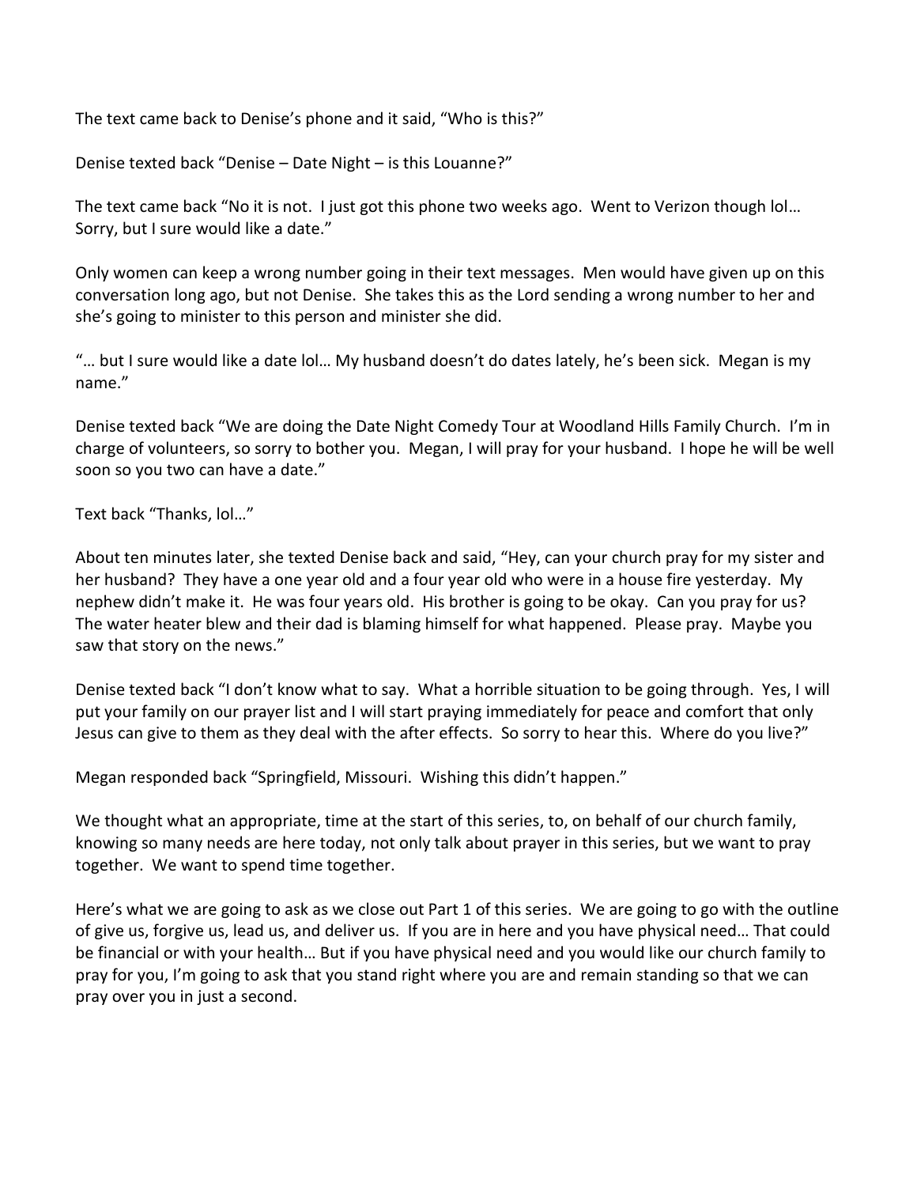The text came back to Denise's phone and it said, "Who is this?"

Denise texted back "Denise – Date Night – is this Louanne?"

The text came back "No it is not. I just got this phone two weeks ago. Went to Verizon though lol… Sorry, but I sure would like a date."

Only women can keep a wrong number going in their text messages. Men would have given up on this conversation long ago, but not Denise. She takes this as the Lord sending a wrong number to her and she's going to minister to this person and minister she did.

"… but I sure would like a date lol… My husband doesn't do dates lately, he's been sick. Megan is my name."

Denise texted back "We are doing the Date Night Comedy Tour at Woodland Hills Family Church. I'm in charge of volunteers, so sorry to bother you. Megan, I will pray for your husband. I hope he will be well soon so you two can have a date."

Text back "Thanks, lol…"

About ten minutes later, she texted Denise back and said, "Hey, can your church pray for my sister and her husband? They have a one year old and a four year old who were in a house fire yesterday. My nephew didn't make it. He was four years old. His brother is going to be okay. Can you pray for us? The water heater blew and their dad is blaming himself for what happened. Please pray. Maybe you saw that story on the news."

Denise texted back "I don't know what to say. What a horrible situation to be going through. Yes, I will put your family on our prayer list and I will start praying immediately for peace and comfort that only Jesus can give to them as they deal with the after effects. So sorry to hear this. Where do you live?"

Megan responded back "Springfield, Missouri. Wishing this didn't happen."

We thought what an appropriate, time at the start of this series, to, on behalf of our church family, knowing so many needs are here today, not only talk about prayer in this series, but we want to pray together. We want to spend time together.

Here's what we are going to ask as we close out Part 1 of this series. We are going to go with the outline of give us, forgive us, lead us, and deliver us. If you are in here and you have physical need… That could be financial or with your health… But if you have physical need and you would like our church family to pray for you, I'm going to ask that you stand right where you are and remain standing so that we can pray over you in just a second.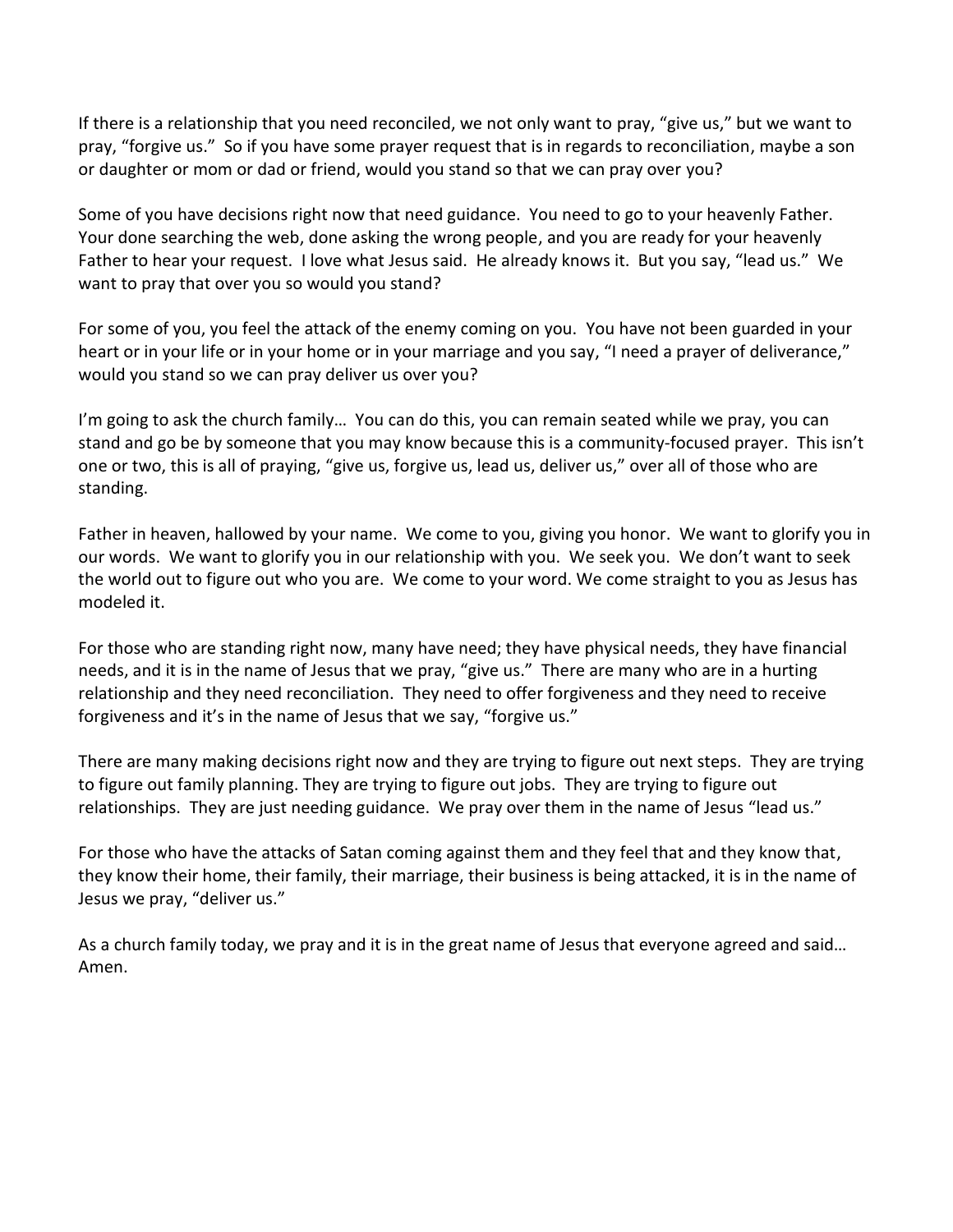If there is a relationship that you need reconciled, we not only want to pray, "give us," but we want to pray, "forgive us." So if you have some prayer request that is in regards to reconciliation, maybe a son or daughter or mom or dad or friend, would you stand so that we can pray over you?

Some of you have decisions right now that need guidance. You need to go to your heavenly Father. Your done searching the web, done asking the wrong people, and you are ready for your heavenly Father to hear your request. I love what Jesus said. He already knows it. But you say, "lead us." We want to pray that over you so would you stand?

For some of you, you feel the attack of the enemy coming on you. You have not been guarded in your heart or in your life or in your home or in your marriage and you say, "I need a prayer of deliverance," would you stand so we can pray deliver us over you?

I'm going to ask the church family… You can do this, you can remain seated while we pray, you can stand and go be by someone that you may know because this is a community-focused prayer. This isn't one or two, this is all of praying, "give us, forgive us, lead us, deliver us," over all of those who are standing.

Father in heaven, hallowed by your name. We come to you, giving you honor. We want to glorify you in our words. We want to glorify you in our relationship with you. We seek you. We don't want to seek the world out to figure out who you are. We come to your word. We come straight to you as Jesus has modeled it.

For those who are standing right now, many have need; they have physical needs, they have financial needs, and it is in the name of Jesus that we pray, "give us." There are many who are in a hurting relationship and they need reconciliation. They need to offer forgiveness and they need to receive forgiveness and it's in the name of Jesus that we say, "forgive us."

There are many making decisions right now and they are trying to figure out next steps. They are trying to figure out family planning. They are trying to figure out jobs. They are trying to figure out relationships. They are just needing guidance. We pray over them in the name of Jesus "lead us."

For those who have the attacks of Satan coming against them and they feel that and they know that, they know their home, their family, their marriage, their business is being attacked, it is in the name of Jesus we pray, "deliver us."

As a church family today, we pray and it is in the great name of Jesus that everyone agreed and said… Amen.